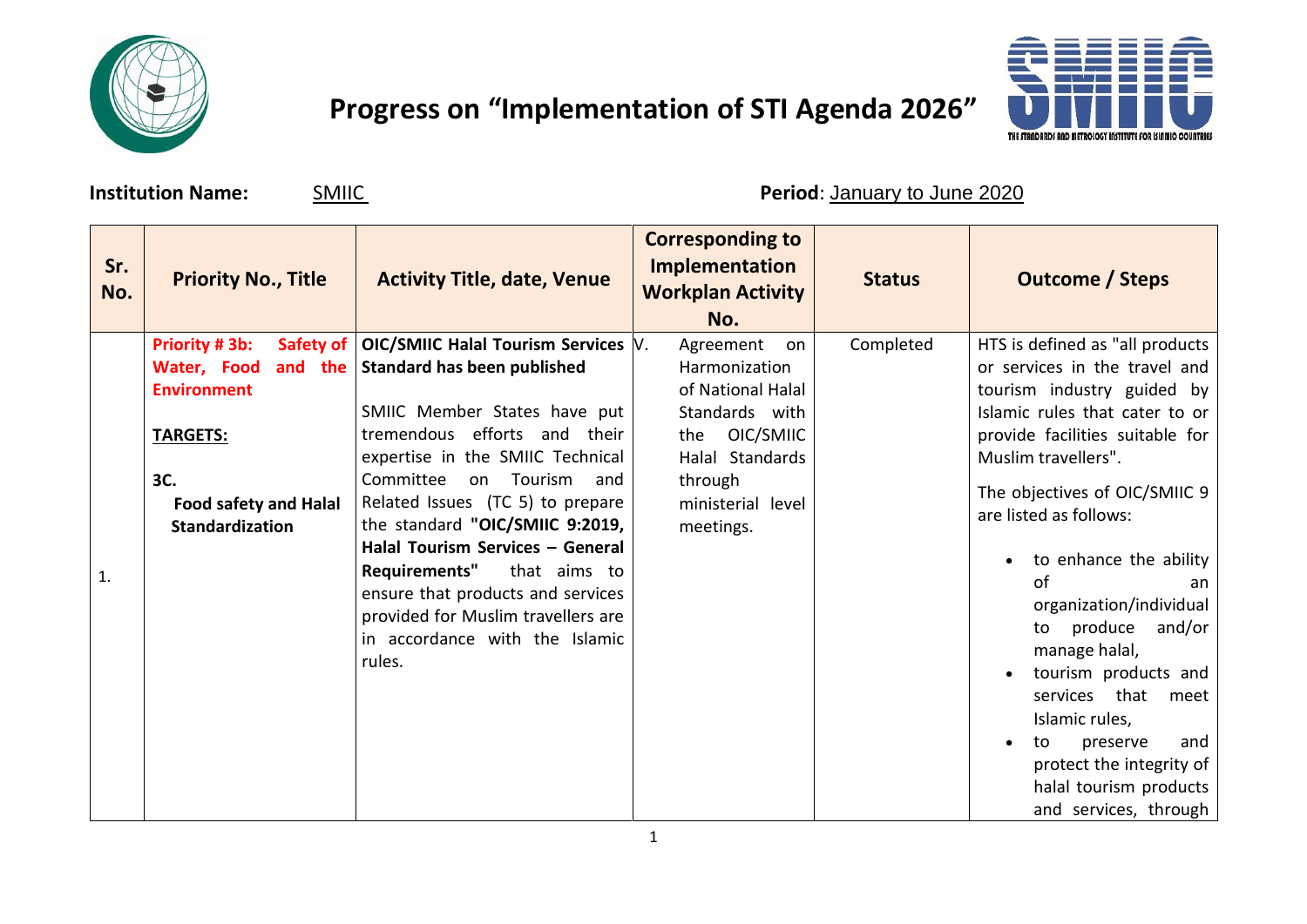# Progress on "Implementation of STI Agenda 2026"

**Institution Name:** SMIIC **Period**: January to June 2020

| Sr. No. | Priority No., Title | Activity Title, date, Venue | Corresponding to Implementation Workplan Activity No. | Status | Outcome / Steps |
|---|---|---|---|---|---|
| 1. | **Priority # 3b: Safety of Water, Food and the Environment**<br><br>**TARGETS:**<br><br>**3C.**<br>**Food safety and Halal Standardization** | **OIC/SMIIC Halal Tourism Services Standard has been published**<br><br>SMIIC Member States have put tremendous efforts and their expertise in the SMIIC Technical Committee on Tourism and Related Issues (TC 5) to prepare the standard **"OIC/SMIIC 9:2019, Halal Tourism Services – General Requirements"** that aims to ensure that products and services provided for Muslim travellers are in accordance with the Islamic rules. | V. Agreement on Harmonization of National Halal Standards with the OIC/SMIIC Halal Standards through ministerial level meetings. | Completed | HTS is defined as "all products or services in the travel and tourism industry guided by Islamic rules that cater to or provide facilities suitable for Muslim travellers".<br><br>The objectives of OIC/SMIIC 9 are listed as follows:<br><br>• to enhance the ability of an organization/individual to produce and/or manage halal,<br>• tourism products and services that meet Islamic rules,<br>• to preserve and protect the integrity of halal tourism products and services, through |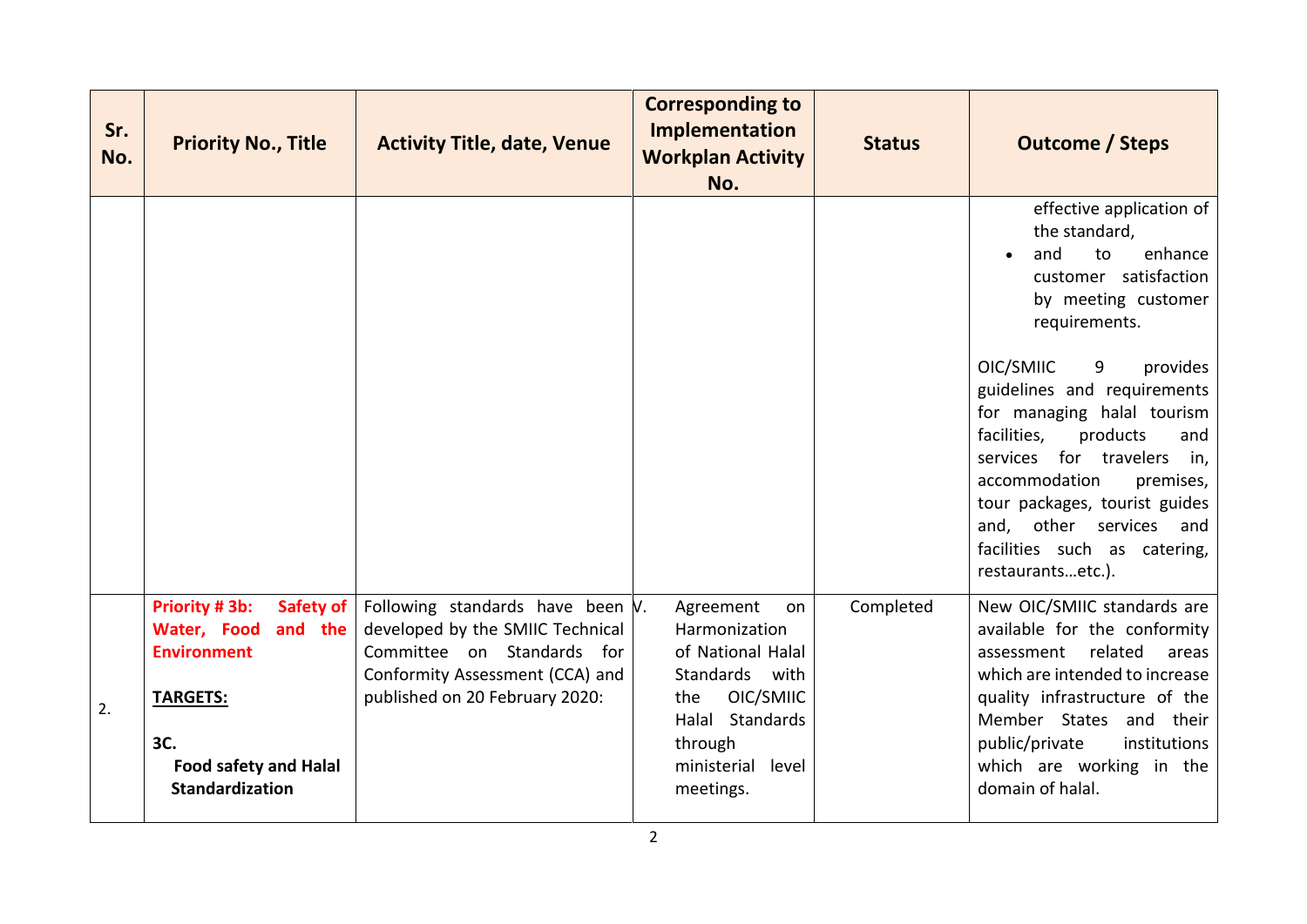| Sr. No. | Priority No., Title | Activity Title, date, Venue | Corresponding to Implementation Workplan Activity No. | Status | Outcome / Steps |
|---|---|---|---|---|---|
| | | | | | effective application of the standard,<br>• and to enhance customer satisfaction by meeting customer requirements.<br><br>OIC/SMIIC 9 provides guidelines and requirements for managing halal tourism facilities, products and services for travelers in, accommodation premises, tour packages, tourist guides and, other services and facilities such as catering, restaurants…etc.). |
| 2. | **Priority # 3b: Safety of Water, Food and the Environment**<br><br>**TARGETS:**<br><br>**3C.**<br>**Food safety and Halal Standardization** | Following standards have been developed by the SMIIC Technical Committee on Standards for Conformity Assessment (CCA) and published on 20 February 2020: | V. Agreement on Harmonization of National Halal Standards with the OIC/SMIIC Halal Standards through ministerial level meetings. | Completed | New OIC/SMIIC standards are available for the conformity assessment related areas which are intended to increase quality infrastructure of the Member States and their public/private institutions which are working in the domain of halal. |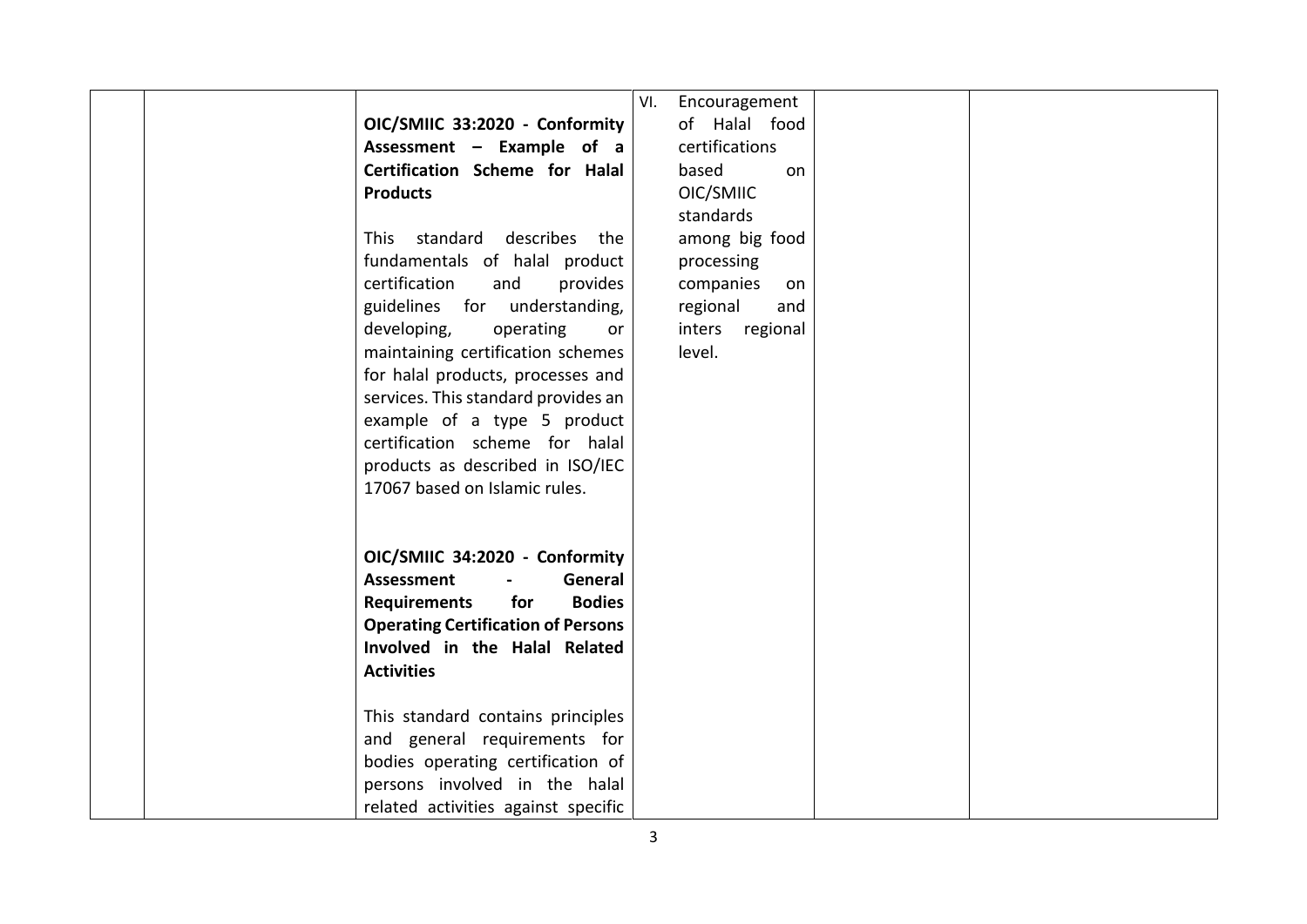|  |  |  |  |  |  |
|---|---|---|---|---|---|
|  |  | **OIC/SMIIC 33:2020 - Conformity Assessment – Example of a Certification Scheme for Halal Products**<br><br>This standard describes the fundamentals of halal product certification and provides guidelines for understanding, developing, operating or maintaining certification schemes for halal products, processes and services. This standard provides an example of a type 5 product certification scheme for halal products as described in ISO/IEC 17067 based on Islamic rules.<br><br>**OIC/SMIIC 34:2020 - Conformity Assessment - General Requirements for Bodies Operating Certification of Persons Involved in the Halal Related Activities**<br><br>This standard contains principles and general requirements for bodies operating certification of persons involved in the halal related activities against specific | VI. Encouragement of Halal food certifications based on OIC/SMIIC standards among big food processing companies on regional and inters regional level. |  |  |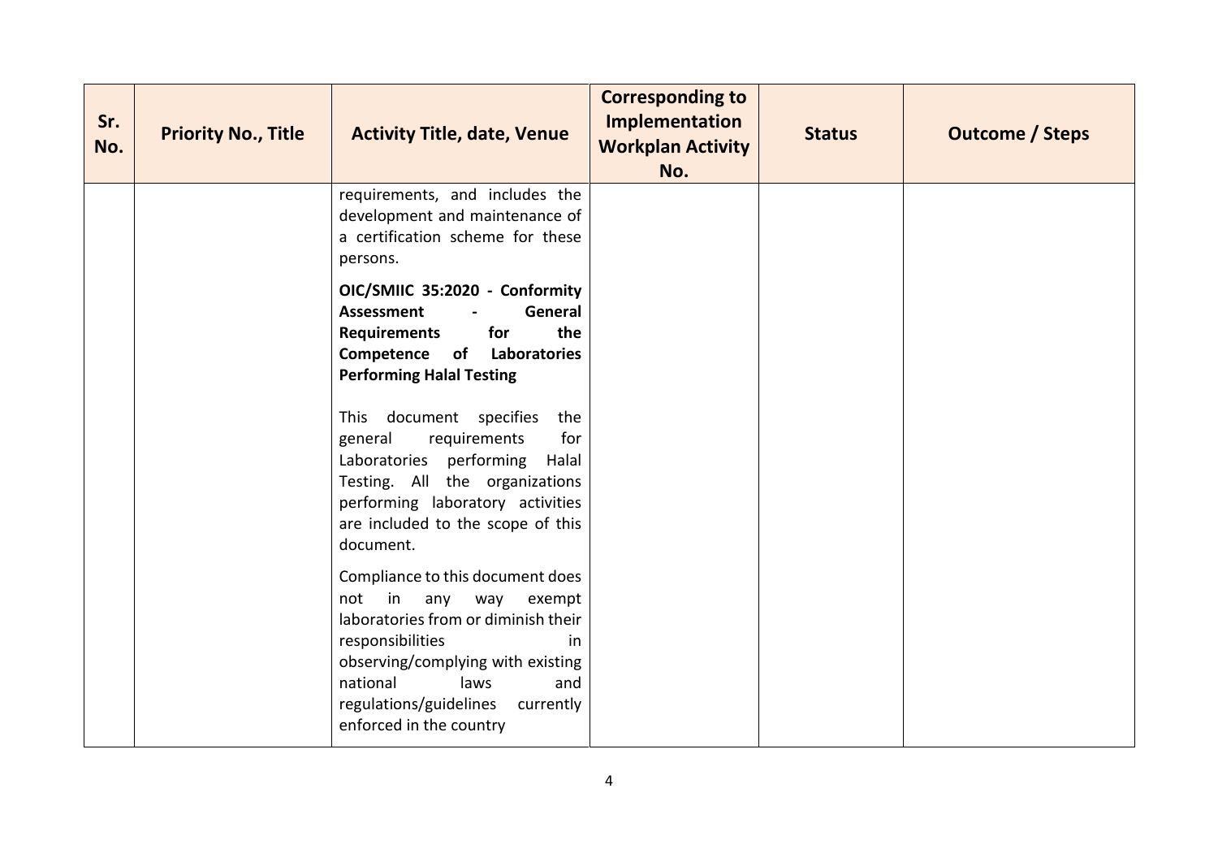| Sr. No. | Priority No., Title | Activity Title, date, Venue | Corresponding to Implementation Workplan Activity No. | Status | Outcome / Steps |
|---|---|---|---|---|---|
| | | requirements, and includes the development and maintenance of a certification scheme for these persons.<br><br>**OIC/SMIIC 35:2020 - Conformity Assessment - General Requirements for the Competence of Laboratories Performing Halal Testing**<br><br>This document specifies the general requirements for Laboratories performing Halal Testing. All the organizations performing laboratory activities are included to the scope of this document.<br><br>Compliance to this document does not in any way exempt laboratories from or diminish their responsibilities in observing/complying with existing national laws and regulations/guidelines currently enforced in the country | | | |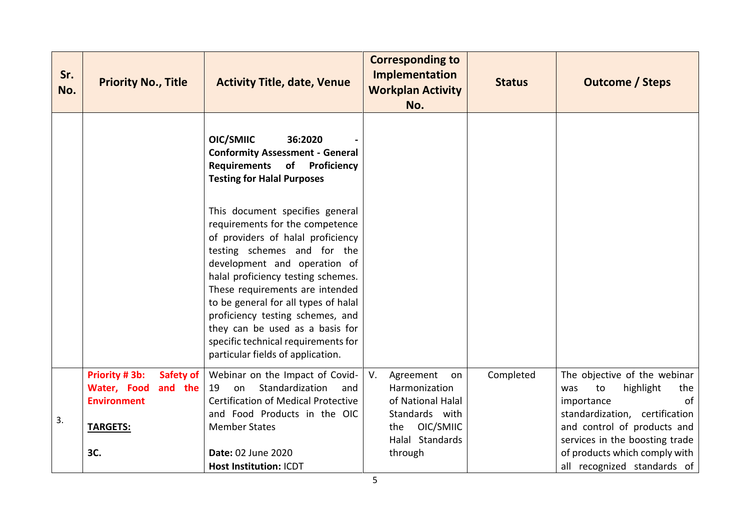| Sr. No. | Priority No., Title | Activity Title, date, Venue | Corresponding to Implementation Workplan Activity No. | Status | Outcome / Steps |
|---|---|---|---|---|---|
| | | **OIC/SMIIC 36:2020 - Conformity Assessment - General Requirements of Proficiency Testing for Halal Purposes**<br><br>This document specifies general requirements for the competence of providers of halal proficiency testing schemes and for the development and operation of halal proficiency testing schemes. These requirements are intended to be general for all types of halal proficiency testing schemes, and they can be used as a basis for specific technical requirements for particular fields of application. | | | |
| 3. | **Priority # 3b: Safety of Water, Food and the Environment**<br><br>**TARGETS:**<br><br>**3C.** | Webinar on the Impact of Covid-19 on Standardization and Certification of Medical Protective and Food Products in the OIC Member States<br><br>**Date:** 02 June 2020<br>**Host Institution:** ICDT | V. Agreement on Harmonization of National Halal Standards with the OIC/SMIIC Halal Standards through | Completed | The objective of the webinar was to highlight the importance of standardization, certification and control of products and services in the boosting trade of products which comply with all recognized standards of |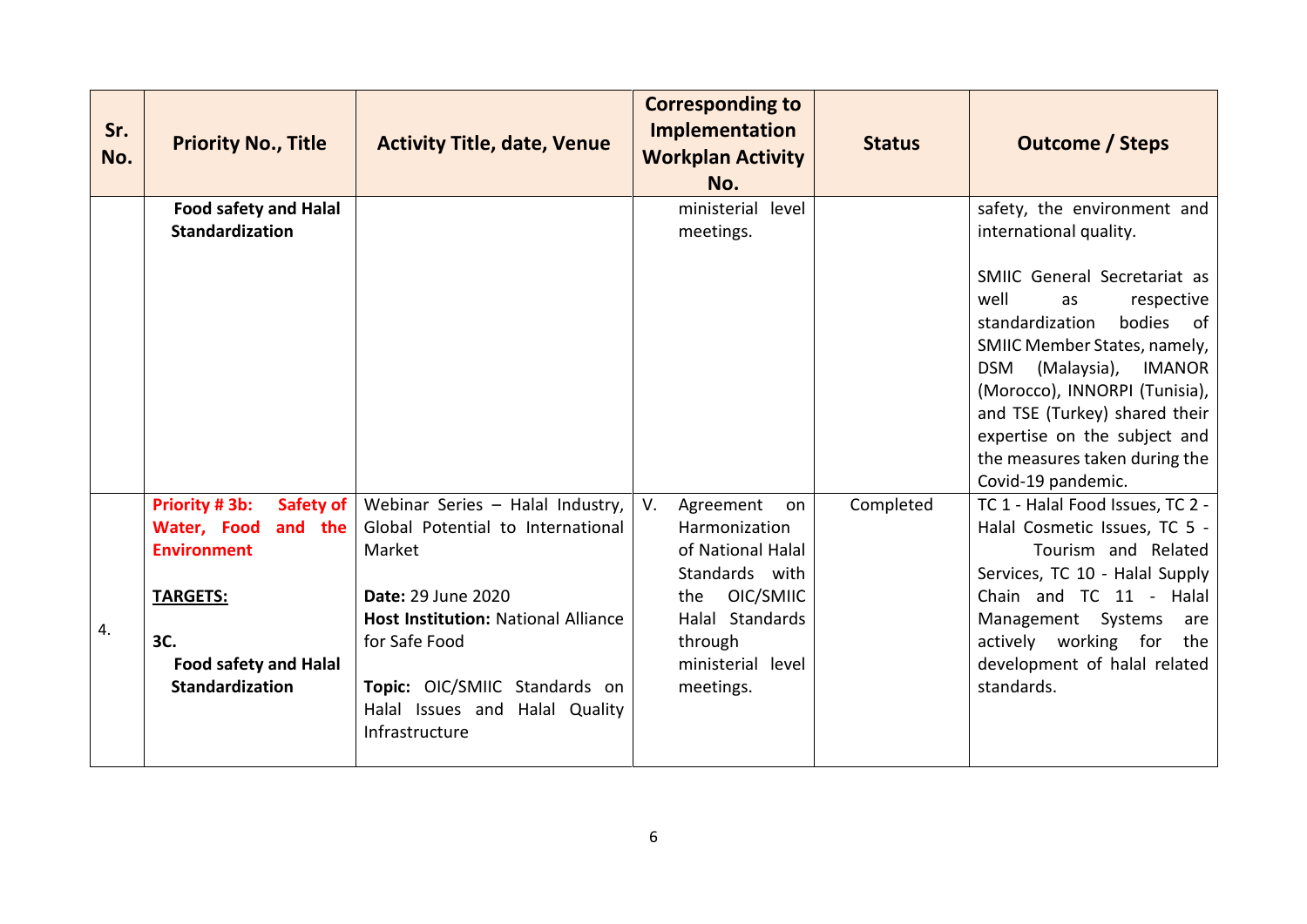| Sr. No. | Priority No., Title | Activity Title, date, Venue | Corresponding to Implementation Workplan Activity No. | Status | Outcome / Steps |
|---|---|---|---|---|---|
| | **Food safety and Halal Standardization** | | ministerial level meetings. | | safety, the environment and international quality.<br><br>SMIIC General Secretariat as well as respective standardization bodies of SMIIC Member States, namely, DSM (Malaysia), IMANOR (Morocco), INNORPI (Tunisia), and TSE (Turkey) shared their expertise on the subject and the measures taken during the Covid-19 pandemic. |
| 4. | **Priority # 3b: Safety of Water, Food and the Environment**<br><br>**TARGETS:**<br><br>**3C.**<br>**Food safety and Halal Standardization** | Webinar Series – Halal Industry, Global Potential to International Market<br><br>**Date:** 29 June 2020<br>**Host Institution:** National Alliance for Safe Food<br><br>**Topic:** OIC/SMIIC Standards on Halal Issues and Halal Quality Infrastructure | V. Agreement on Harmonization of National Halal Standards with the OIC/SMIIC Halal Standards through ministerial level meetings. | Completed | TC 1 - Halal Food Issues, TC 2 - Halal Cosmetic Issues, TC 5 - Tourism and Related Services, TC 10 - Halal Supply Chain and TC 11 - Halal Management Systems are actively working for the development of halal related standards. |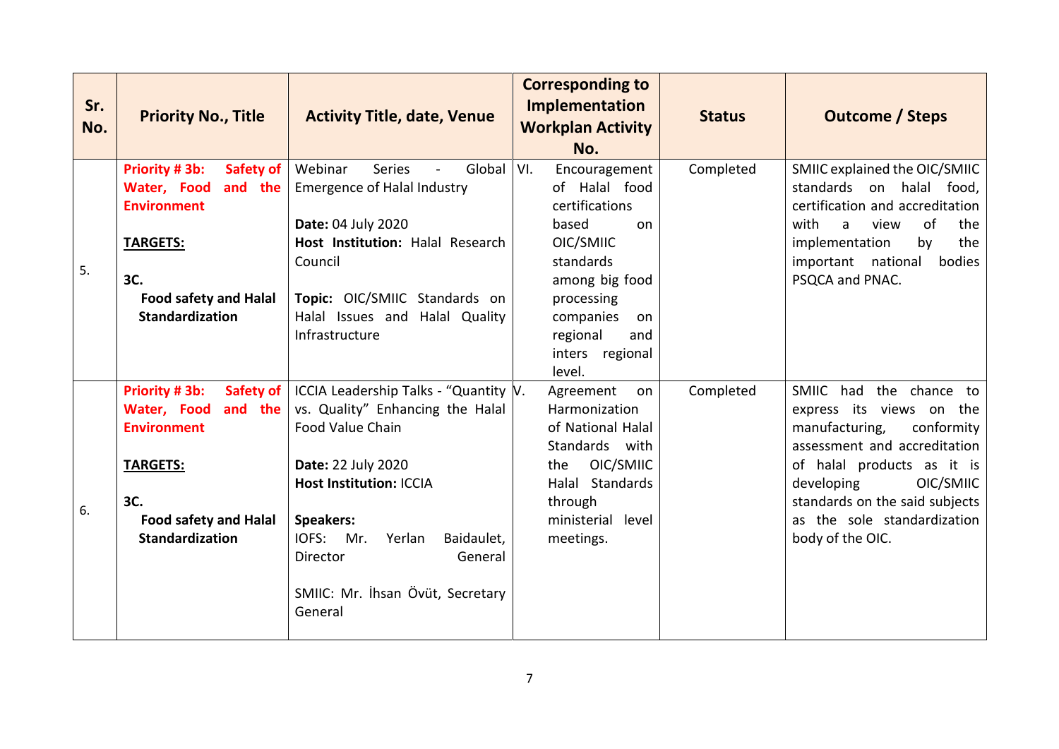| Sr. No. | Priority No., Title | Activity Title, date, Venue | Corresponding to Implementation Workplan Activity No. | Status | Outcome / Steps |
|---|---|---|---|---|---|
| 5. | **Priority # 3b: Safety of Water, Food and the Environment**<br><br>**TARGETS:**<br><br>**3C.**<br>**Food safety and Halal Standardization** | Webinar Series - Global Emergence of Halal Industry<br><br>**Date:** 04 July 2020<br>**Host Institution:** Halal Research Council<br><br>**Topic:** OIC/SMIIC Standards on Halal Issues and Halal Quality Infrastructure | VI. Encouragement of Halal food certifications based on OIC/SMIIC standards among big food processing companies on regional and inters regional level. | Completed | SMIIC explained the OIC/SMIIC standards on halal food, certification and accreditation with a view of the implementation by the important national bodies PSQCA and PNAC. |
| 6. | **Priority # 3b: Safety of Water, Food and the Environment**<br><br>**TARGETS:**<br><br>**3C.**<br>**Food safety and Halal Standardization** | ICCIA Leadership Talks - "Quantity vs. Quality" Enhancing the Halal Food Value Chain<br><br>**Date:** 22 July 2020<br>**Host Institution:** ICCIA<br><br>**Speakers:**<br>IOFS: Mr. Yerlan Baidaulet, Director General<br><br>SMIIC: Mr. İhsan Övüt, Secretary General | V. Agreement on Harmonization of National Halal Standards with the OIC/SMIIC Halal Standards through ministerial level meetings. | Completed | SMIIC had the chance to express its views on the manufacturing, conformity assessment and accreditation of halal products as it is developing OIC/SMIIC standards on the said subjects as the sole standardization body of the OIC. |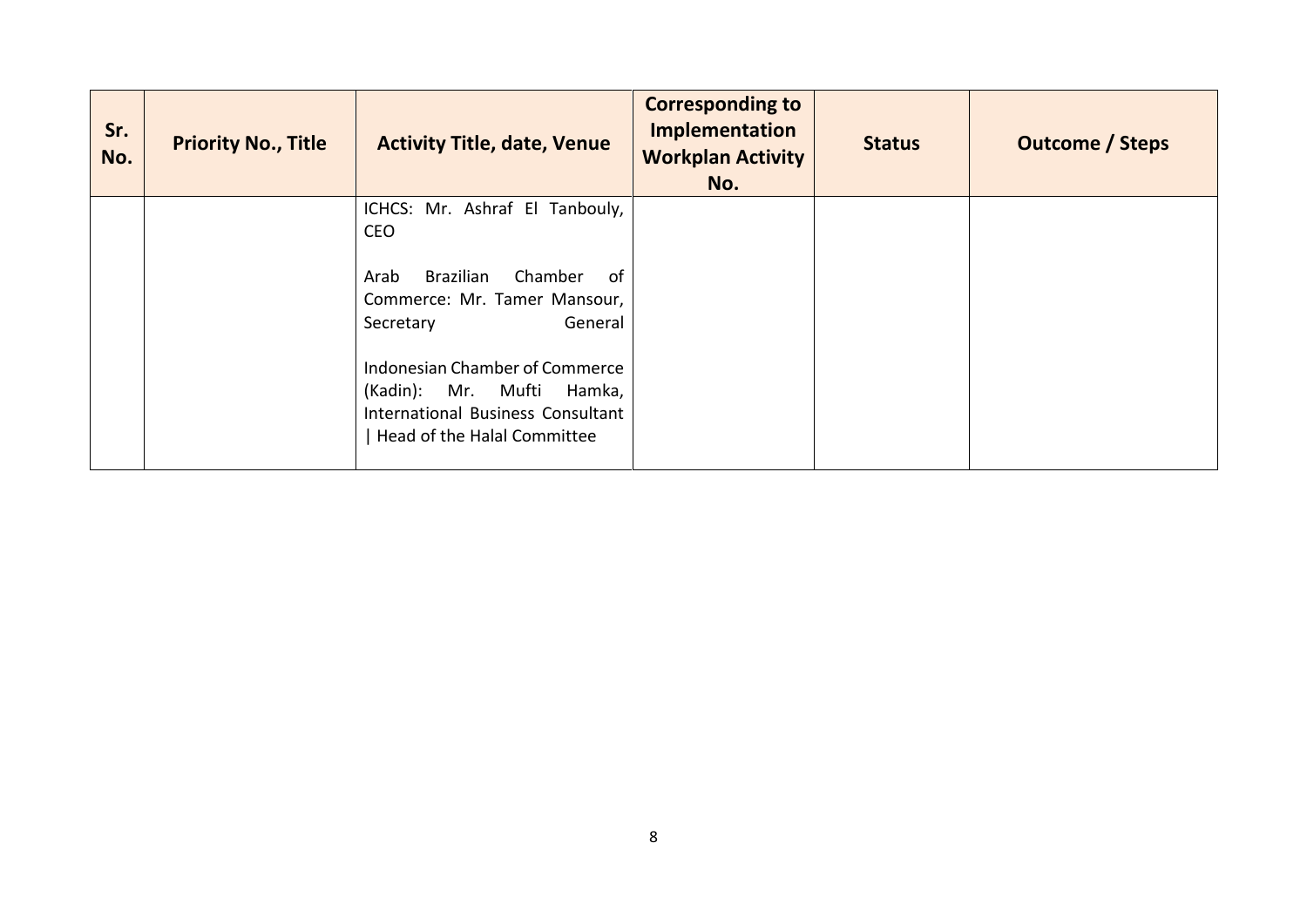| Sr. No. | Priority No., Title | Activity Title, date, Venue | Corresponding to Implementation Workplan Activity No. | Status | Outcome / Steps |
|---|---|---|---|---|---|
| | | ICHCS: Mr. Ashraf El Tanbouly, CEO<br><br>Arab Brazilian Chamber of Commerce: Mr. Tamer Mansour, Secretary General<br><br>Indonesian Chamber of Commerce (Kadin): Mr. Mufti Hamka, International Business Consultant \| Head of the Halal Committee | | | |